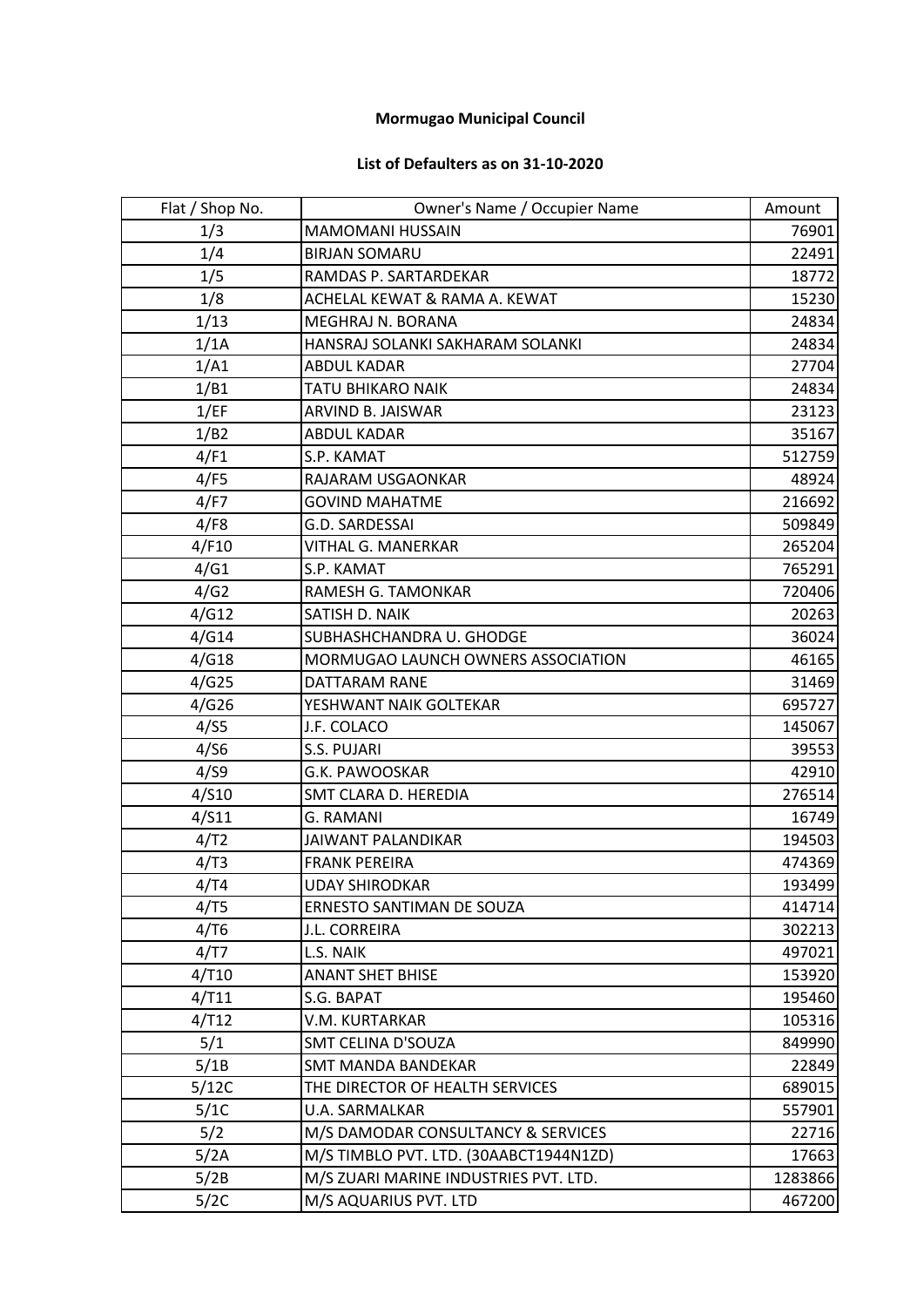**Mormugao Municipal Council**

**List of Defaulters as on 31-10-2020**

| Flat / Shop No. | Owner's Name / Occupier Name | Amount |
|---|---|---|
| 1/3 | MAMOMANI HUSSAIN | 76901 |
| 1/4 | BIRJAN SOMARU | 22491 |
| 1/5 | RAMDAS P. SARTARDEKAR | 18772 |
| 1/8 | ACHELAL KEWAT & RAMA A. KEWAT | 15230 |
| 1/13 | MEGHRAJ N. BORANA | 24834 |
| 1/1A | HANSRAJ SOLANKI SAKHARAM SOLANKI | 24834 |
| 1/A1 | ABDUL KADAR | 27704 |
| 1/B1 | TATU BHIKARO NAIK | 24834 |
| 1/EF | ARVIND B. JAISWAR | 23123 |
| 1/B2 | ABDUL KADAR | 35167 |
| 4/F1 | S.P. KAMAT | 512759 |
| 4/F5 | RAJARAM USGAONKAR | 48924 |
| 4/F7 | GOVIND MAHATME | 216692 |
| 4/F8 | G.D. SARDESSAI | 509849 |
| 4/F10 | VITHAL G. MANERKAR | 265204 |
| 4/G1 | S.P. KAMAT | 765291 |
| 4/G2 | RAMESH G. TAMONKAR | 720406 |
| 4/G12 | SATISH D. NAIK | 20263 |
| 4/G14 | SUBHASHCHANDRA U. GHODGE | 36024 |
| 4/G18 | MORMUGAO LAUNCH OWNERS ASSOCIATION | 46165 |
| 4/G25 | DATTARAM RANE | 31469 |
| 4/G26 | YESHWANT NAIK GOLTEKAR | 695727 |
| 4/S5 | J.F. COLACO | 145067 |
| 4/S6 | S.S. PUJARI | 39553 |
| 4/S9 | G.K. PAWOOSKAR | 42910 |
| 4/S10 | SMT CLARA D. HEREDIA | 276514 |
| 4/S11 | G. RAMANI | 16749 |
| 4/T2 | JAIWANT PALANDIKAR | 194503 |
| 4/T3 | FRANK PEREIRA | 474369 |
| 4/T4 | UDAY SHIRODKAR | 193499 |
| 4/T5 | ERNESTO SANTIMAN DE SOUZA | 414714 |
| 4/T6 | J.L. CORREIRA | 302213 |
| 4/T7 | L.S. NAIK | 497021 |
| 4/T10 | ANANT SHET BHISE | 153920 |
| 4/T11 | S.G. BAPAT | 195460 |
| 4/T12 | V.M. KURTARKAR | 105316 |
| 5/1 | SMT CELINA D'SOUZA | 849990 |
| 5/1B | SMT MANDA BANDEKAR | 22849 |
| 5/12C | THE DIRECTOR OF HEALTH SERVICES | 689015 |
| 5/1C | U.A. SARMALKAR | 557901 |
| 5/2 | M/S DAMODAR CONSULTANCY & SERVICES | 22716 |
| 5/2A | M/S TIMBLO PVT. LTD. (30AABCT1944N1ZD) | 17663 |
| 5/2B | M/S ZUARI MARINE INDUSTRIES PVT. LTD. | 1283866 |
| 5/2C | M/S AQUARIUS PVT. LTD | 467200 |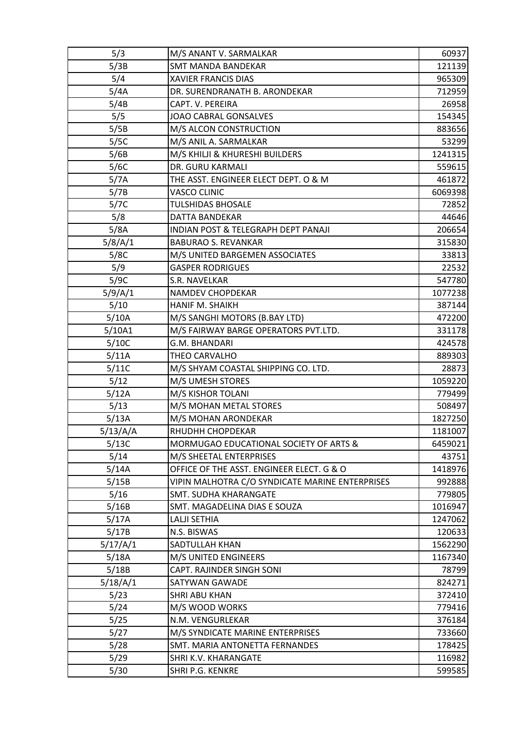| | | |
|---|---|---|
| 5/3 | M/S ANANT V. SARMALKAR | 60937 |
| 5/3B | SMT MANDA BANDEKAR | 121139 |
| 5/4 | XAVIER FRANCIS DIAS | 965309 |
| 5/4A | DR. SURENDRANATH B. ARONDEKAR | 712959 |
| 5/4B | CAPT. V. PEREIRA | 26958 |
| 5/5 | JOAO CABRAL GONSALVES | 154345 |
| 5/5B | M/S ALCON CONSTRUCTION | 883656 |
| 5/5C | M/S ANIL A. SARMALKAR | 53299 |
| 5/6B | M/S KHILJI & KHURESHI BUILDERS | 1241315 |
| 5/6C | DR. GURU KARMALI | 559615 |
| 5/7A | THE ASST. ENGINEER ELECT DEPT. O & M | 461872 |
| 5/7B | VASCO CLINIC | 6069398 |
| 5/7C | TULSHIDAS BHOSALE | 72852 |
| 5/8 | DATTA BANDEKAR | 44646 |
| 5/8A | INDIAN POST & TELEGRAPH DEPT PANAJI | 206654 |
| 5/8/A/1 | BABURAO S. REVANKAR | 315830 |
| 5/8C | M/S UNITED BARGEMEN ASSOCIATES | 33813 |
| 5/9 | GASPER RODRIGUES | 22532 |
| 5/9C | S.R. NAVELKAR | 547780 |
| 5/9/A/1 | NAMDEV CHOPDEKAR | 1077238 |
| 5/10 | HANIF M. SHAIKH | 387144 |
| 5/10A | M/S SANGHI MOTORS (B.BAY LTD) | 472200 |
| 5/10A1 | M/S FAIRWAY BARGE OPERATORS PVT.LTD. | 331178 |
| 5/10C | G.M. BHANDARI | 424578 |
| 5/11A | THEO CARVALHO | 889303 |
| 5/11C | M/S SHYAM COASTAL SHIPPING CO. LTD. | 28873 |
| 5/12 | M/S UMESH STORES | 1059220 |
| 5/12A | M/S KISHOR TOLANI | 779499 |
| 5/13 | M/S MOHAN METAL STORES | 508497 |
| 5/13A | M/S MOHAN ARONDEKAR | 1827250 |
| 5/13/A/A | RHUDHH CHOPDEKAR | 1181007 |
| 5/13C | MORMUGAO EDUCATIONAL SOCIETY OF ARTS & | 6459021 |
| 5/14 | M/S SHEETAL ENTERPRISES | 43751 |
| 5/14A | OFFICE OF THE ASST. ENGINEER ELECT. G & O | 1418976 |
| 5/15B | VIPIN MALHOTRA C/O SYNDICATE MARINE ENTERPRISES | 992888 |
| 5/16 | SMT. SUDHA KHARANGATE | 779805 |
| 5/16B | SMT. MAGADELINA DIAS E SOUZA | 1016947 |
| 5/17A | LALJI SETHIA | 1247062 |
| 5/17B | N.S. BISWAS | 120633 |
| 5/17/A/1 | SADTULLAH KHAN | 1562290 |
| 5/18A | M/S UNITED ENGINEERS | 1167340 |
| 5/18B | CAPT. RAJINDER SINGH SONI | 78799 |
| 5/18/A/1 | SATYWAN GAWADE | 824271 |
| 5/23 | SHRI ABU KHAN | 372410 |
| 5/24 | M/S WOOD WORKS | 779416 |
| 5/25 | N.M. VENGURLEKAR | 376184 |
| 5/27 | M/S SYNDICATE MARINE ENTERPRISES | 733660 |
| 5/28 | SMT. MARIA ANTONETTA FERNANDES | 178425 |
| 5/29 | SHRI K.V. KHARANGATE | 116982 |
| 5/30 | SHRI P.G. KENKRE | 599585 |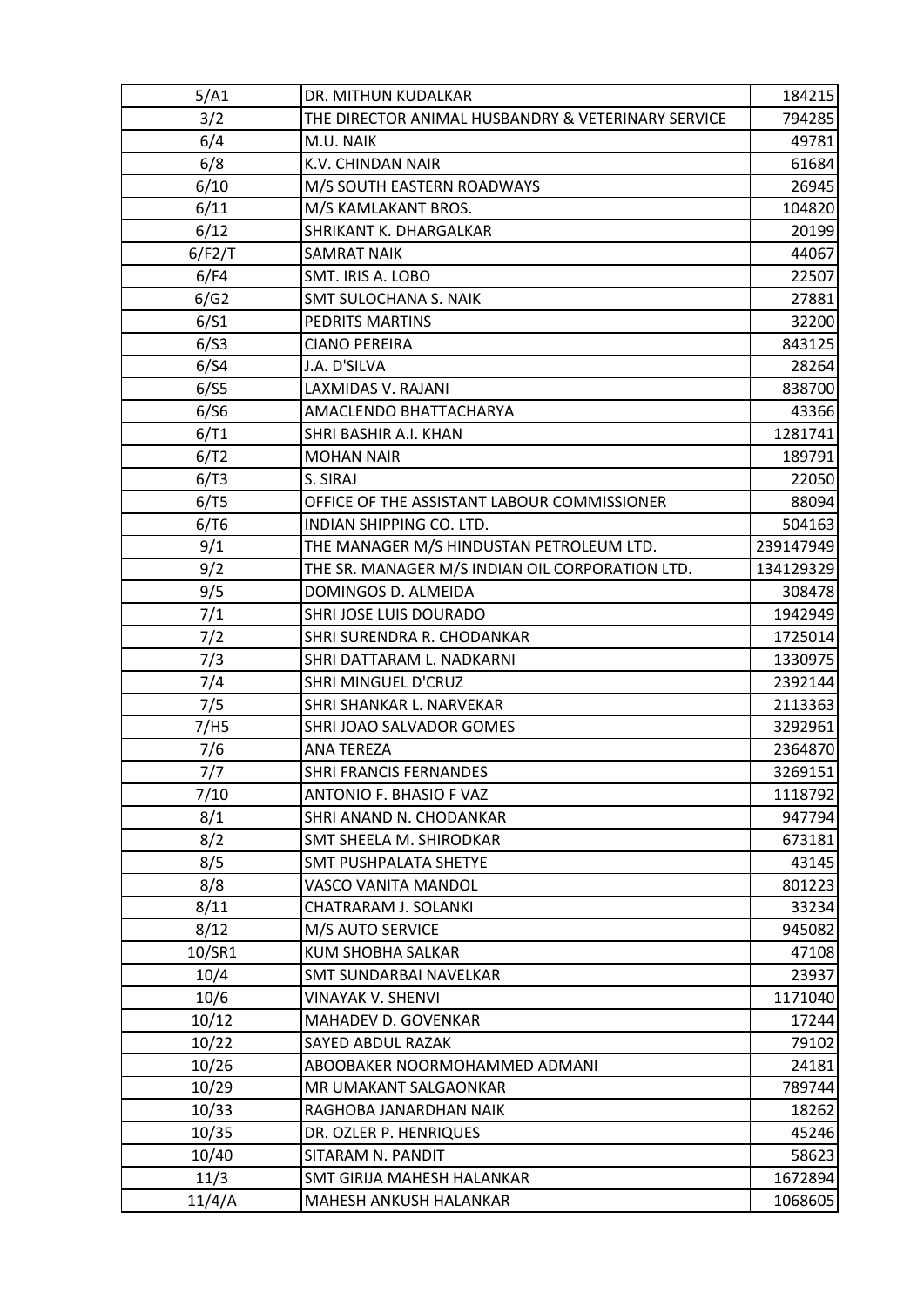| | | |
|---|---|---|
| 5/A1 | DR. MITHUN KUDALKAR | 184215 |
| 3/2 | THE DIRECTOR ANIMAL HUSBANDRY & VETERINARY SERVICE | 794285 |
| 6/4 | M.U. NAIK | 49781 |
| 6/8 | K.V. CHINDAN NAIR | 61684 |
| 6/10 | M/S SOUTH EASTERN ROADWAYS | 26945 |
| 6/11 | M/S KAMLAKANT BROS. | 104820 |
| 6/12 | SHRIKANT K. DHARGALKAR | 20199 |
| 6/F2/T | SAMRAT NAIK | 44067 |
| 6/F4 | SMT. IRIS A. LOBO | 22507 |
| 6/G2 | SMT SULOCHANA S. NAIK | 27881 |
| 6/S1 | PEDRITS MARTINS | 32200 |
| 6/S3 | CIANO PEREIRA | 843125 |
| 6/S4 | J.A. D'SILVA | 28264 |
| 6/S5 | LAXMIDAS V. RAJANI | 838700 |
| 6/S6 | AMACLENDO BHATTACHARYA | 43366 |
| 6/T1 | SHRI BASHIR A.I. KHAN | 1281741 |
| 6/T2 | MOHAN NAIR | 189791 |
| 6/T3 | S. SIRAJ | 22050 |
| 6/T5 | OFFICE OF THE ASSISTANT LABOUR COMMISSIONER | 88094 |
| 6/T6 | INDIAN SHIPPING CO. LTD. | 504163 |
| 9/1 | THE MANAGER M/S HINDUSTAN PETROLEUM LTD. | 239147949 |
| 9/2 | THE SR. MANAGER M/S INDIAN OIL CORPORATION LTD. | 134129329 |
| 9/5 | DOMINGOS D. ALMEIDA | 308478 |
| 7/1 | SHRI JOSE LUIS DOURADO | 1942949 |
| 7/2 | SHRI SURENDRA R. CHODANKAR | 1725014 |
| 7/3 | SHRI DATTARAM L. NADKARNI | 1330975 |
| 7/4 | SHRI MINGUEL D'CRUZ | 2392144 |
| 7/5 | SHRI SHANKAR L. NARVEKAR | 2113363 |
| 7/H5 | SHRI JOAO SALVADOR GOMES | 3292961 |
| 7/6 | ANA TEREZA | 2364870 |
| 7/7 | SHRI FRANCIS FERNANDES | 3269151 |
| 7/10 | ANTONIO F. BHASIO F VAZ | 1118792 |
| 8/1 | SHRI ANAND N. CHODANKAR | 947794 |
| 8/2 | SMT SHEELA M. SHIRODKAR | 673181 |
| 8/5 | SMT PUSHPALATA SHETYE | 43145 |
| 8/8 | VASCO VANITA MANDOL | 801223 |
| 8/11 | CHATRARAM J. SOLANKI | 33234 |
| 8/12 | M/S AUTO SERVICE | 945082 |
| 10/SR1 | KUM SHOBHA SALKAR | 47108 |
| 10/4 | SMT SUNDARBAI NAVELKAR | 23937 |
| 10/6 | VINAYAK V. SHENVI | 1171040 |
| 10/12 | MAHADEV D. GOVENKAR | 17244 |
| 10/22 | SAYED ABDUL RAZAK | 79102 |
| 10/26 | ABOOBAKER NOORMOHAMMED ADMANI | 24181 |
| 10/29 | MR UMAKANT SALGAONKAR | 789744 |
| 10/33 | RAGHOBA JANARDHAN NAIK | 18262 |
| 10/35 | DR. OZLER P. HENRIQUES | 45246 |
| 10/40 | SITARAM N. PANDIT | 58623 |
| 11/3 | SMT GIRIJA MAHESH HALANKAR | 1672894 |
| 11/4/A | MAHESH ANKUSH HALANKAR | 1068605 |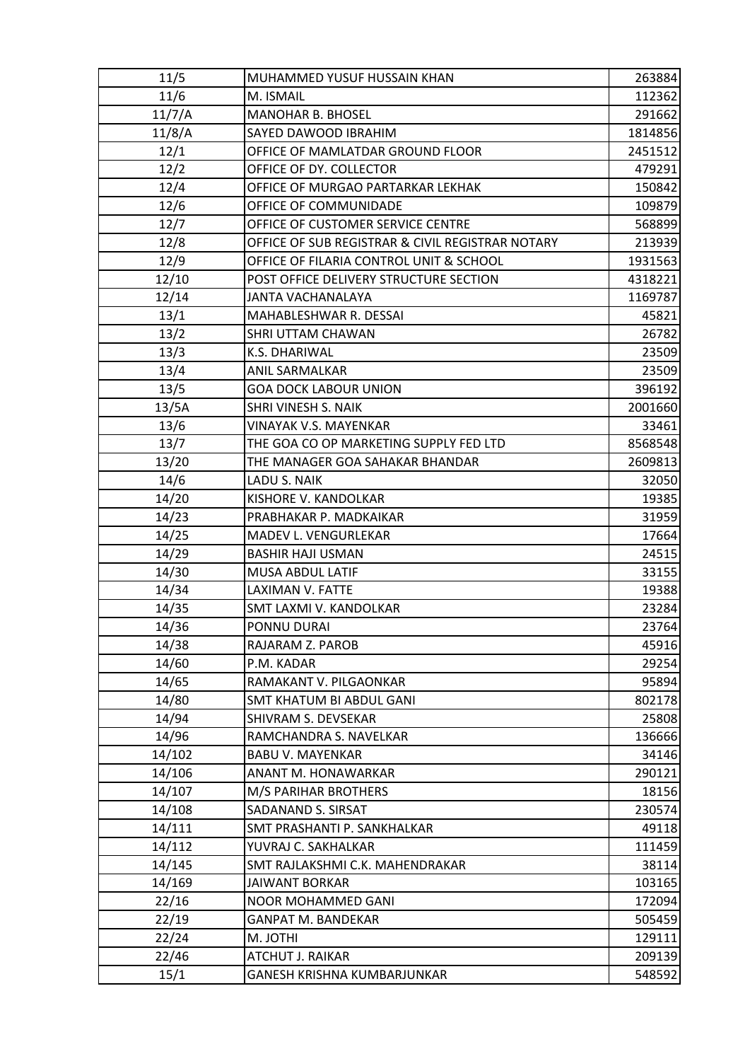| | | |
|---|---|---|
| 11/5 | MUHAMMED YUSUF HUSSAIN KHAN | 263884 |
| 11/6 | M. ISMAIL | 112362 |
| 11/7/A | MANOHAR B. BHOSEL | 291662 |
| 11/8/A | SAYED DAWOOD IBRAHIM | 1814856 |
| 12/1 | OFFICE OF MAMLATDAR GROUND FLOOR | 2451512 |
| 12/2 | OFFICE OF DY. COLLECTOR | 479291 |
| 12/4 | OFFICE OF MURGAO PARTARKAR LEKHAK | 150842 |
| 12/6 | OFFICE OF COMMUNIDADE | 109879 |
| 12/7 | OFFICE OF CUSTOMER SERVICE CENTRE | 568899 |
| 12/8 | OFFICE OF SUB REGISTRAR & CIVIL REGISTRAR NOTARY | 213939 |
| 12/9 | OFFICE OF FILARIA CONTROL UNIT & SCHOOL | 1931563 |
| 12/10 | POST OFFICE DELIVERY STRUCTURE SECTION | 4318221 |
| 12/14 | JANTA VACHANALAYA | 1169787 |
| 13/1 | MAHABLESHWAR R. DESSAI | 45821 |
| 13/2 | SHRI UTTAM CHAWAN | 26782 |
| 13/3 | K.S. DHARIWAL | 23509 |
| 13/4 | ANIL SARMALKAR | 23509 |
| 13/5 | GOA DOCK LABOUR UNION | 396192 |
| 13/5A | SHRI VINESH S. NAIK | 2001660 |
| 13/6 | VINAYAK V.S. MAYENKAR | 33461 |
| 13/7 | THE GOA CO OP MARKETING SUPPLY FED LTD | 8568548 |
| 13/20 | THE MANAGER GOA SAHAKAR BHANDAR | 2609813 |
| 14/6 | LADU S. NAIK | 32050 |
| 14/20 | KISHORE V. KANDOLKAR | 19385 |
| 14/23 | PRABHAKAR P. MADKAIKAR | 31959 |
| 14/25 | MADEV L. VENGURLEKAR | 17664 |
| 14/29 | BASHIR HAJI USMAN | 24515 |
| 14/30 | MUSA ABDUL LATIF | 33155 |
| 14/34 | LAXIMAN V. FATTE | 19388 |
| 14/35 | SMT LAXMI V. KANDOLKAR | 23284 |
| 14/36 | PONNU DURAI | 23764 |
| 14/38 | RAJARAM Z. PAROB | 45916 |
| 14/60 | P.M. KADAR | 29254 |
| 14/65 | RAMAKANT V. PILGAONKAR | 95894 |
| 14/80 | SMT KHATUM BI ABDUL GANI | 802178 |
| 14/94 | SHIVRAM S. DEVSEKAR | 25808 |
| 14/96 | RAMCHANDRA S. NAVELKAR | 136666 |
| 14/102 | BABU V. MAYENKAR | 34146 |
| 14/106 | ANANT M. HONAWARKAR | 290121 |
| 14/107 | M/S PARIHAR BROTHERS | 18156 |
| 14/108 | SADANAND S. SIRSAT | 230574 |
| 14/111 | SMT PRASHANTI P. SANKHALKAR | 49118 |
| 14/112 | YUVRAJ C. SAKHALKAR | 111459 |
| 14/145 | SMT RAJLAKSHMI C.K. MAHENDRAKAR | 38114 |
| 14/169 | JAIWANT BORKAR | 103165 |
| 22/16 | NOOR MOHAMMED GANI | 172094 |
| 22/19 | GANPAT M. BANDEKAR | 505459 |
| 22/24 | M. JOTHI | 129111 |
| 22/46 | ATCHUT J. RAIKAR | 209139 |
| 15/1 | GANESH KRISHNA KUMBARJUNKAR | 548592 |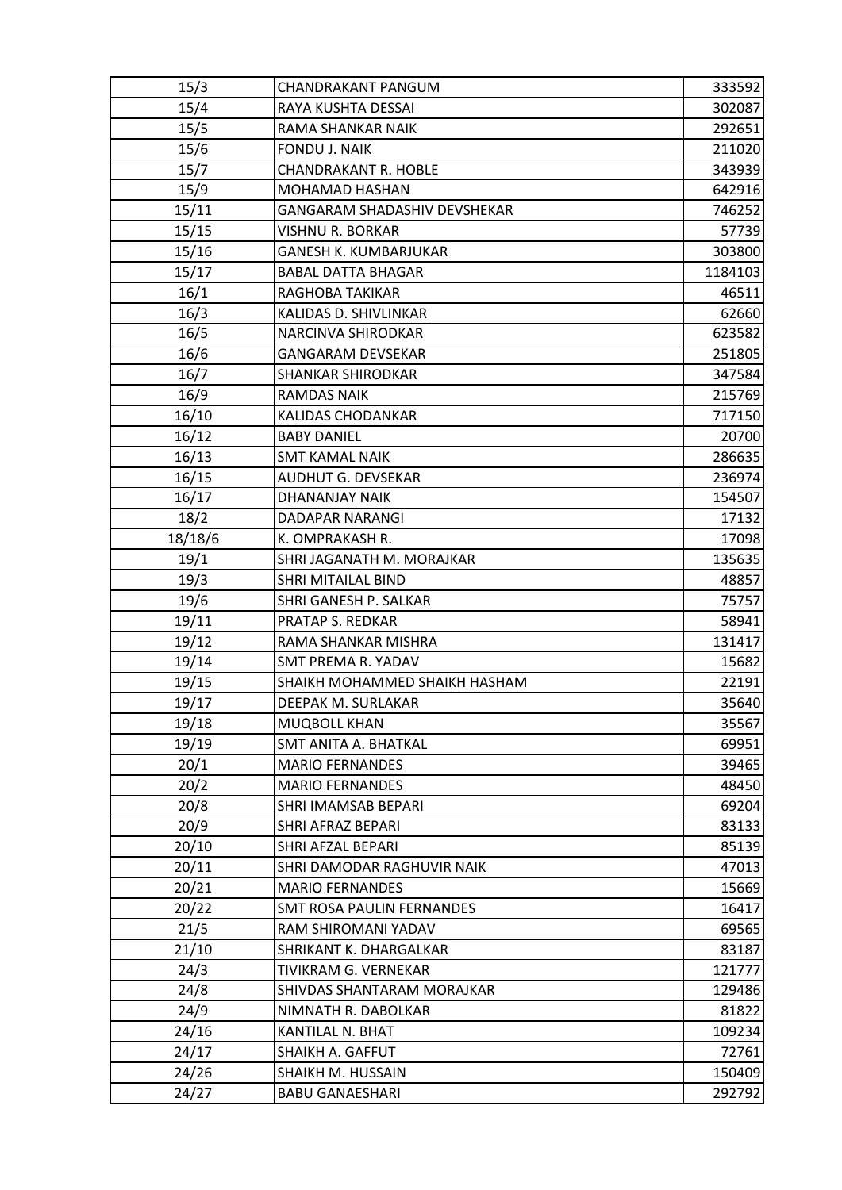| | | |
|---|---|---|
| 15/3 | CHANDRAKANT PANGUM | 333592 |
| 15/4 | RAYA KUSHTA DESSAI | 302087 |
| 15/5 | RAMA SHANKAR NAIK | 292651 |
| 15/6 | FONDU J. NAIK | 211020 |
| 15/7 | CHANDRAKANT R. HOBLE | 343939 |
| 15/9 | MOHAMAD HASHAN | 642916 |
| 15/11 | GANGARAM SHADASHIV DEVSHEKAR | 746252 |
| 15/15 | VISHNU R. BORKAR | 57739 |
| 15/16 | GANESH K. KUMBARJUKAR | 303800 |
| 15/17 | BABAL DATTA BHAGAR | 1184103 |
| 16/1 | RAGHOBA TAKIKAR | 46511 |
| 16/3 | KALIDAS D. SHIVLINKAR | 62660 |
| 16/5 | NARCINVA SHIRODKAR | 623582 |
| 16/6 | GANGARAM DEVSEKAR | 251805 |
| 16/7 | SHANKAR SHIRODKAR | 347584 |
| 16/9 | RAMDAS NAIK | 215769 |
| 16/10 | KALIDAS CHODANKAR | 717150 |
| 16/12 | BABY DANIEL | 20700 |
| 16/13 | SMT KAMAL NAIK | 286635 |
| 16/15 | AUDHUT G. DEVSEKAR | 236974 |
| 16/17 | DHANANJAY NAIK | 154507 |
| 18/2 | DADAPAR NARANGI | 17132 |
| 18/18/6 | K. OMPRAKASH R. | 17098 |
| 19/1 | SHRI JAGANATH M. MORAJKAR | 135635 |
| 19/3 | SHRI MITAILAL BIND | 48857 |
| 19/6 | SHRI GANESH P. SALKAR | 75757 |
| 19/11 | PRATAP S. REDKAR | 58941 |
| 19/12 | RAMA SHANKAR MISHRA | 131417 |
| 19/14 | SMT PREMA R. YADAV | 15682 |
| 19/15 | SHAIKH MOHAMMED SHAIKH HASHAM | 22191 |
| 19/17 | DEEPAK M. SURLAKAR | 35640 |
| 19/18 | MUQBOLL KHAN | 35567 |
| 19/19 | SMT ANITA A. BHATKAL | 69951 |
| 20/1 | MARIO FERNANDES | 39465 |
| 20/2 | MARIO FERNANDES | 48450 |
| 20/8 | SHRI IMAMSAB BEPARI | 69204 |
| 20/9 | SHRI AFRAZ BEPARI | 83133 |
| 20/10 | SHRI AFZAL BEPARI | 85139 |
| 20/11 | SHRI DAMODAR RAGHUVIR NAIK | 47013 |
| 20/21 | MARIO FERNANDES | 15669 |
| 20/22 | SMT ROSA PAULIN FERNANDES | 16417 |
| 21/5 | RAM SHIROMANI YADAV | 69565 |
| 21/10 | SHRIKANT K. DHARGALKAR | 83187 |
| 24/3 | TIVIKRAM G. VERNEKAR | 121777 |
| 24/8 | SHIVDAS SHANTARAM MORAJKAR | 129486 |
| 24/9 | NIMNATH R. DABOLKAR | 81822 |
| 24/16 | KANTILAL N. BHAT | 109234 |
| 24/17 | SHAIKH A. GAFFUT | 72761 |
| 24/26 | SHAIKH M. HUSSAIN | 150409 |
| 24/27 | BABU GANAESHARI | 292792 |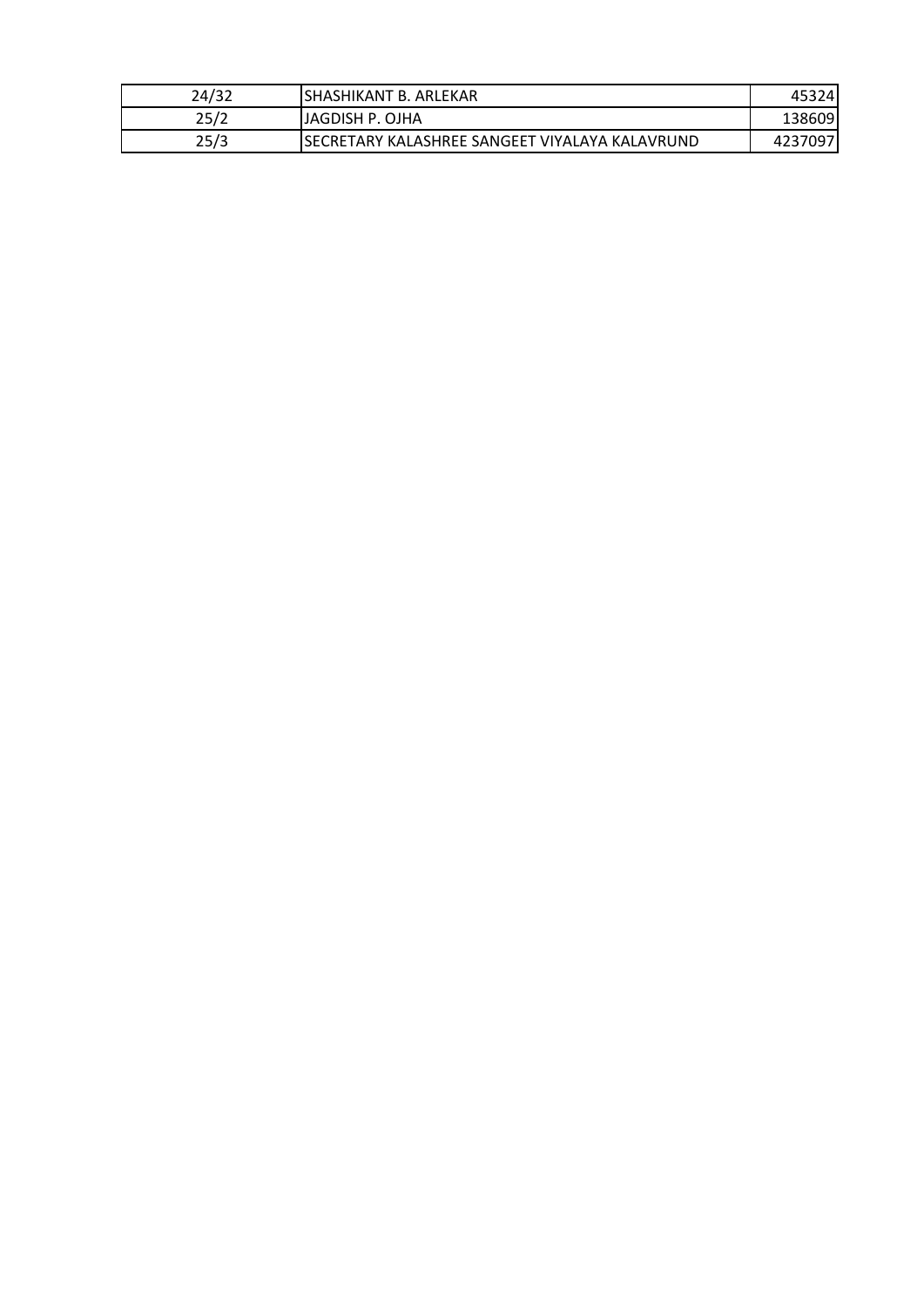| | | |
|---|---|---|
| 24/32 | SHASHIKANT B. ARLEKAR | 45324 |
| 25/2 | JAGDISH P. OJHA | 138609 |
| 25/3 | SECRETARY KALASHREE SANGEET VIYALAYA KALAVRUND | 4237097 |